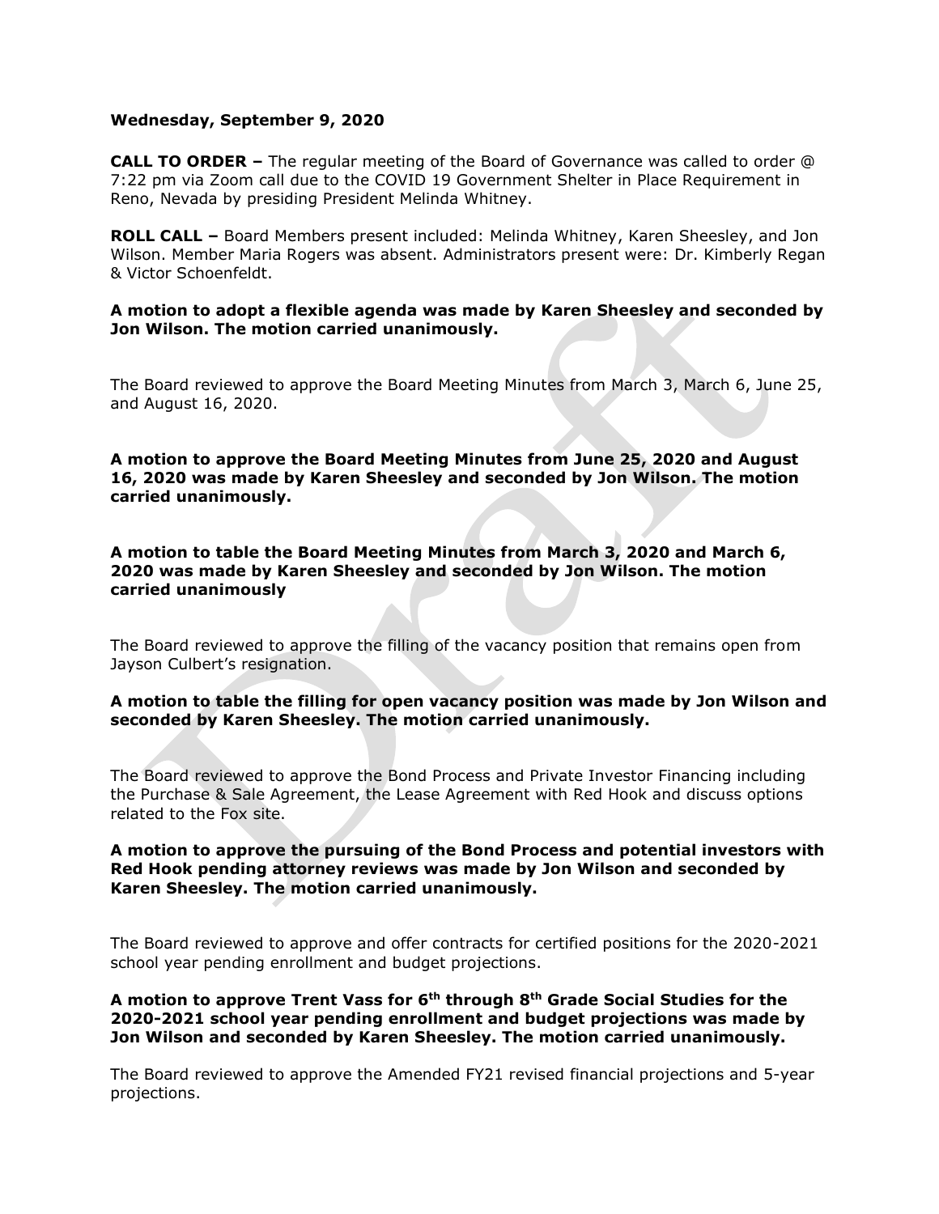**Wednesday, September 9, 2020**

**CALL TO ORDER –** The regular meeting of the Board of Governance was called to order @ 7:22 pm via Zoom call due to the COVID 19 Government Shelter in Place Requirement in Reno, Nevada by presiding President Melinda Whitney.

**ROLL CALL –** Board Members present included: Melinda Whitney, Karen Sheesley, and Jon Wilson. Member Maria Rogers was absent. Administrators present were: Dr. Kimberly Regan & Victor Schoenfeldt.

**A motion to adopt a flexible agenda was made by Karen Sheesley and seconded by Jon Wilson. The motion carried unanimously.**

The Board reviewed to approve the Board Meeting Minutes from March 3, March 6, June 25, and August 16, 2020.

**A motion to approve the Board Meeting Minutes from June 25, 2020 and August 16, 2020 was made by Karen Sheesley and seconded by Jon Wilson. The motion carried unanimously.**

**A motion to table the Board Meeting Minutes from March 3, 2020 and March 6, 2020 was made by Karen Sheesley and seconded by Jon Wilson. The motion carried unanimously**

The Board reviewed to approve the filling of the vacancy position that remains open from Jayson Culbert's resignation.

**A motion to table the filling for open vacancy position was made by Jon Wilson and seconded by Karen Sheesley. The motion carried unanimously.**

The Board reviewed to approve the Bond Process and Private Investor Financing including the Purchase & Sale Agreement, the Lease Agreement with Red Hook and discuss options related to the Fox site.

**A motion to approve the pursuing of the Bond Process and potential investors with Red Hook pending attorney reviews was made by Jon Wilson and seconded by Karen Sheesley. The motion carried unanimously.**

The Board reviewed to approve and offer contracts for certified positions for the 2020-2021 school year pending enrollment and budget projections.

**A motion to approve Trent Vass for 6th through 8th Grade Social Studies for the 2020-2021 school year pending enrollment and budget projections was made by Jon Wilson and seconded by Karen Sheesley. The motion carried unanimously.**

The Board reviewed to approve the Amended FY21 revised financial projections and 5-year projections.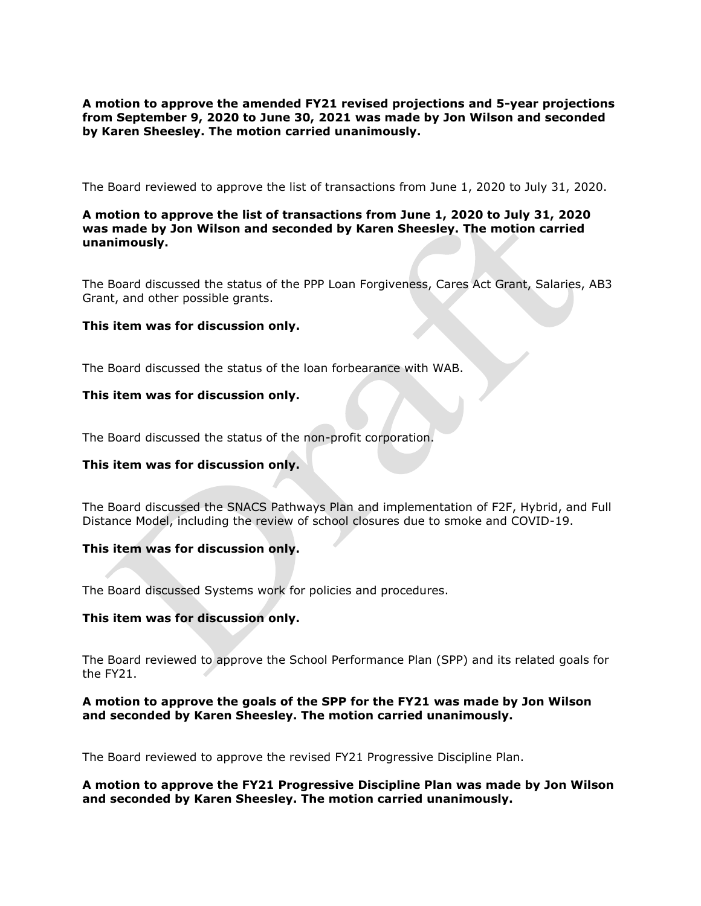**A motion to approve the amended FY21 revised projections and 5-year projections from September 9, 2020 to June 30, 2021 was made by Jon Wilson and seconded by Karen Sheesley. The motion carried unanimously.**

The Board reviewed to approve the list of transactions from June 1, 2020 to July 31, 2020.

**A motion to approve the list of transactions from June 1, 2020 to July 31, 2020 was made by Jon Wilson and seconded by Karen Sheesley. The motion carried unanimously.**

The Board discussed the status of the PPP Loan Forgiveness, Cares Act Grant, Salaries, AB3 Grant, and other possible grants.

**This item was for discussion only.**

The Board discussed the status of the loan forbearance with WAB.

**This item was for discussion only.**

The Board discussed the status of the non-profit corporation.

**This item was for discussion only.**

The Board discussed the SNACS Pathways Plan and implementation of F2F, Hybrid, and Full Distance Model, including the review of school closures due to smoke and COVID-19.

**This item was for discussion only.**

The Board discussed Systems work for policies and procedures.

**This item was for discussion only.**

The Board reviewed to approve the School Performance Plan (SPP) and its related goals for the FY21.

**A motion to approve the goals of the SPP for the FY21 was made by Jon Wilson and seconded by Karen Sheesley. The motion carried unanimously.**

The Board reviewed to approve the revised FY21 Progressive Discipline Plan.

**A motion to approve the FY21 Progressive Discipline Plan was made by Jon Wilson and seconded by Karen Sheesley. The motion carried unanimously.**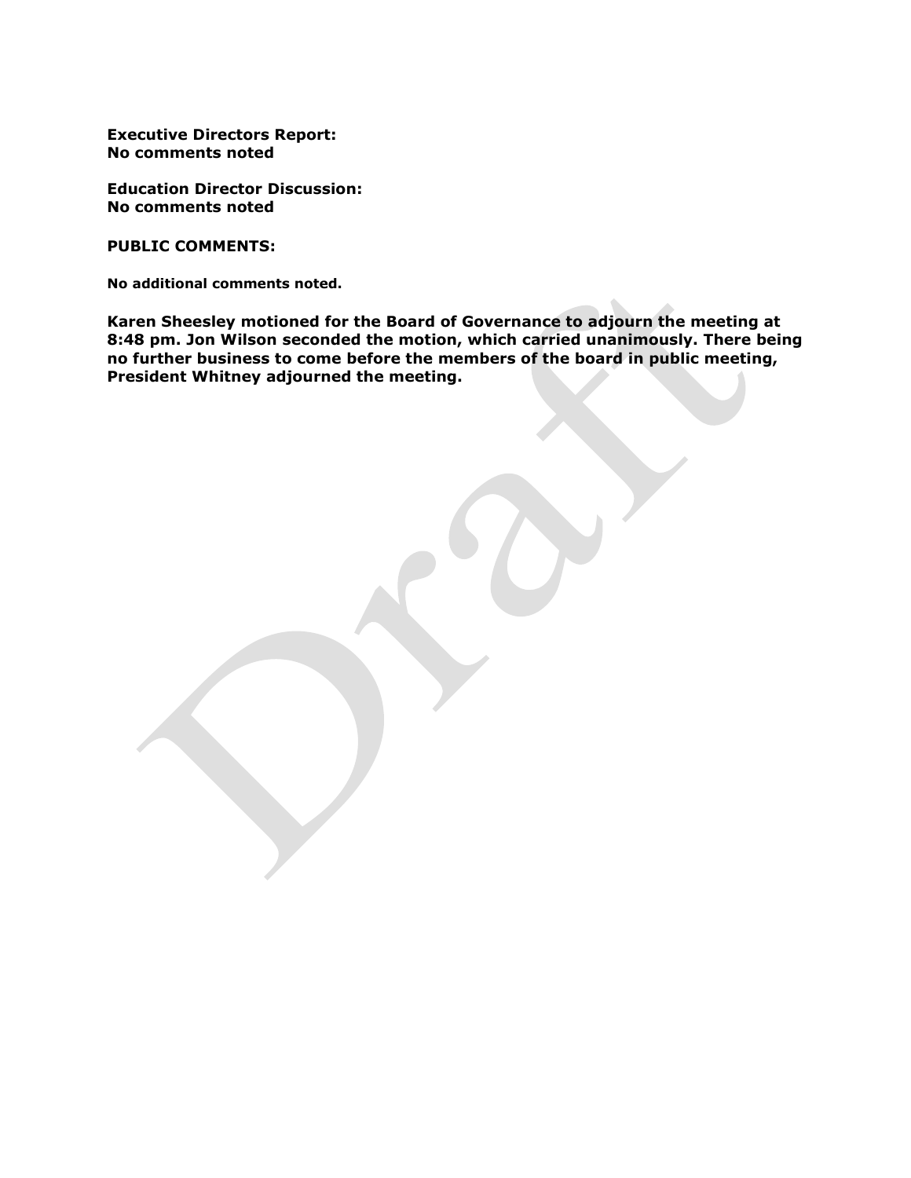**Executive Directors Report:**
**No comments noted**

**Education Director Discussion:**
**No comments noted**

**PUBLIC COMMENTS:**

**No additional comments noted.**

**Karen Sheesley motioned for the Board of Governance to adjourn the meeting at 8:48 pm. Jon Wilson seconded the motion, which carried unanimously. There being no further business to come before the members of the board in public meeting, President Whitney adjourned the meeting.**